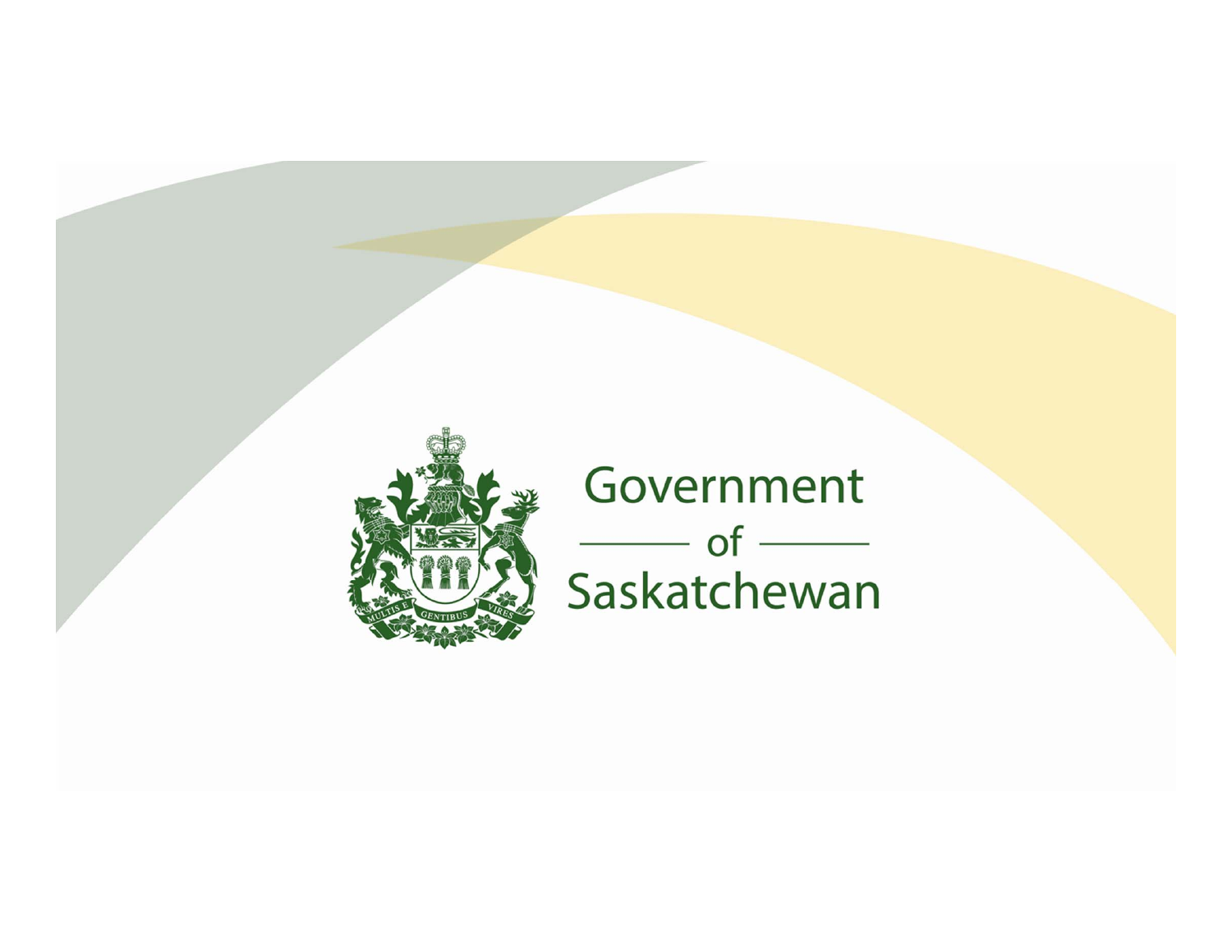Government

of

Saskatchewan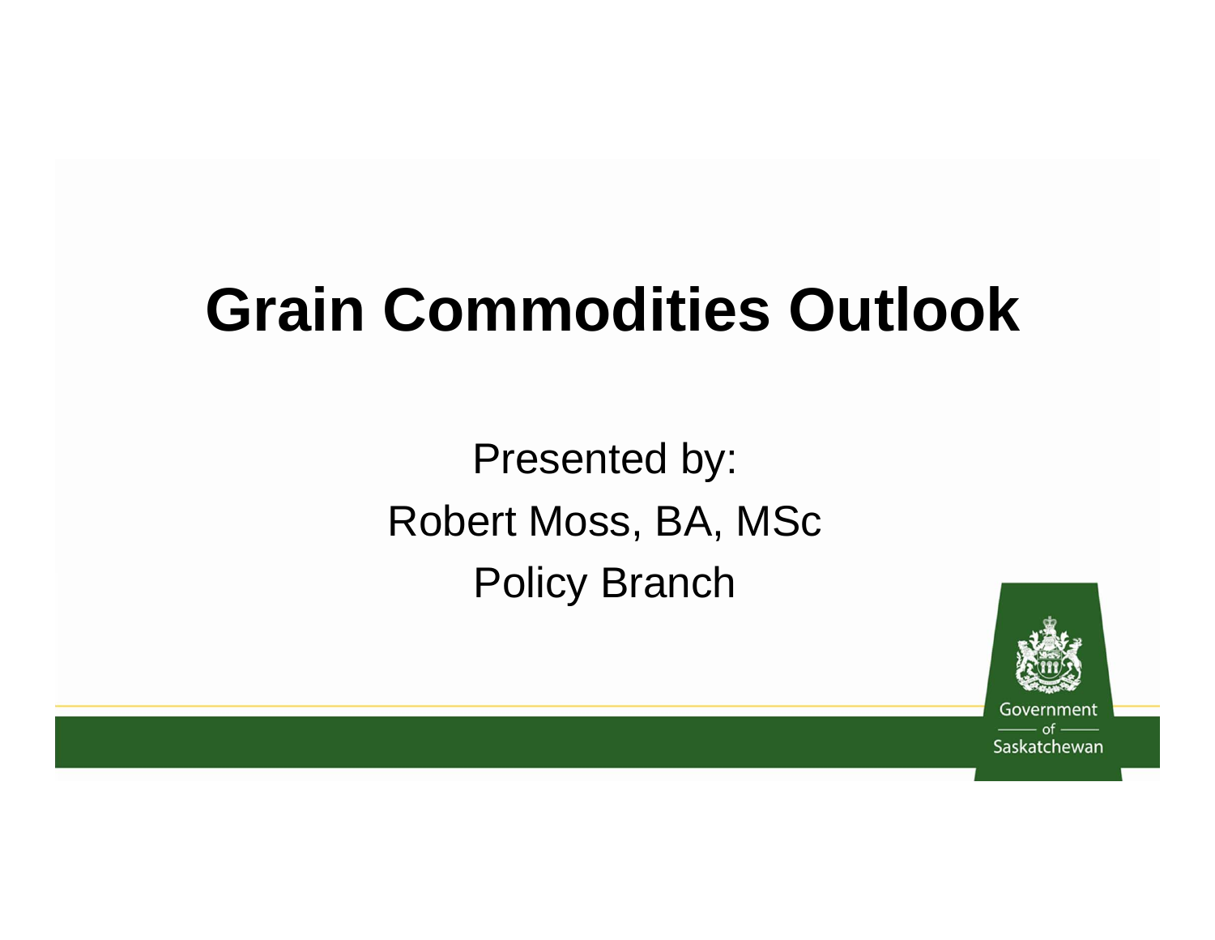# Grain Commodities Outlook

Presented by:

Robert Moss, BA, MSc

Policy Branch

Government of Saskatchewan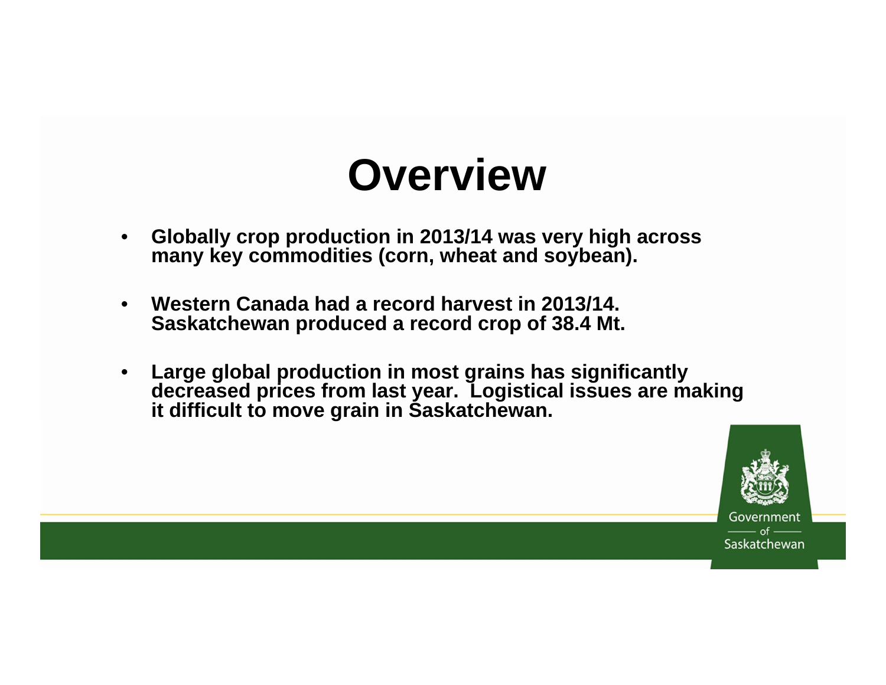# Overview

- **Globally crop production in 2013/14 was very high across many key commodities (corn, wheat and soybean).**
- **Western Canada had a record harvest in 2013/14. Saskatchewan produced a record crop of 38.4 Mt.**
- **Large global production in most grains has significantly decreased prices from last year. Logistical issues are making it difficult to move grain in Saskatchewan.**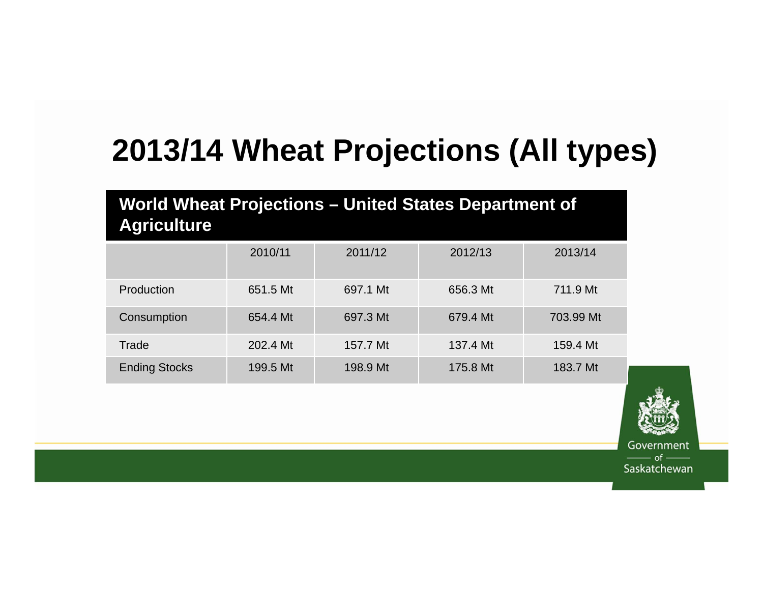# 2013/14 Wheat Projections (All types)

**World Wheat Projections – United States Department of Agriculture**

| | 2010/11 | 2011/12 | 2012/13 | 2013/14 |
|---|---|---|---|---|
| Production | 651.5 Mt | 697.1 Mt | 656.3 Mt | 711.9 Mt |
| Consumption | 654.4 Mt | 697.3 Mt | 679.4 Mt | 703.99 Mt |
| Trade | 202.4 Mt | 157.7 Mt | 137.4 Mt | 159.4 Mt |
| Ending Stocks | 199.5 Mt | 198.9 Mt | 175.8 Mt | 183.7 Mt |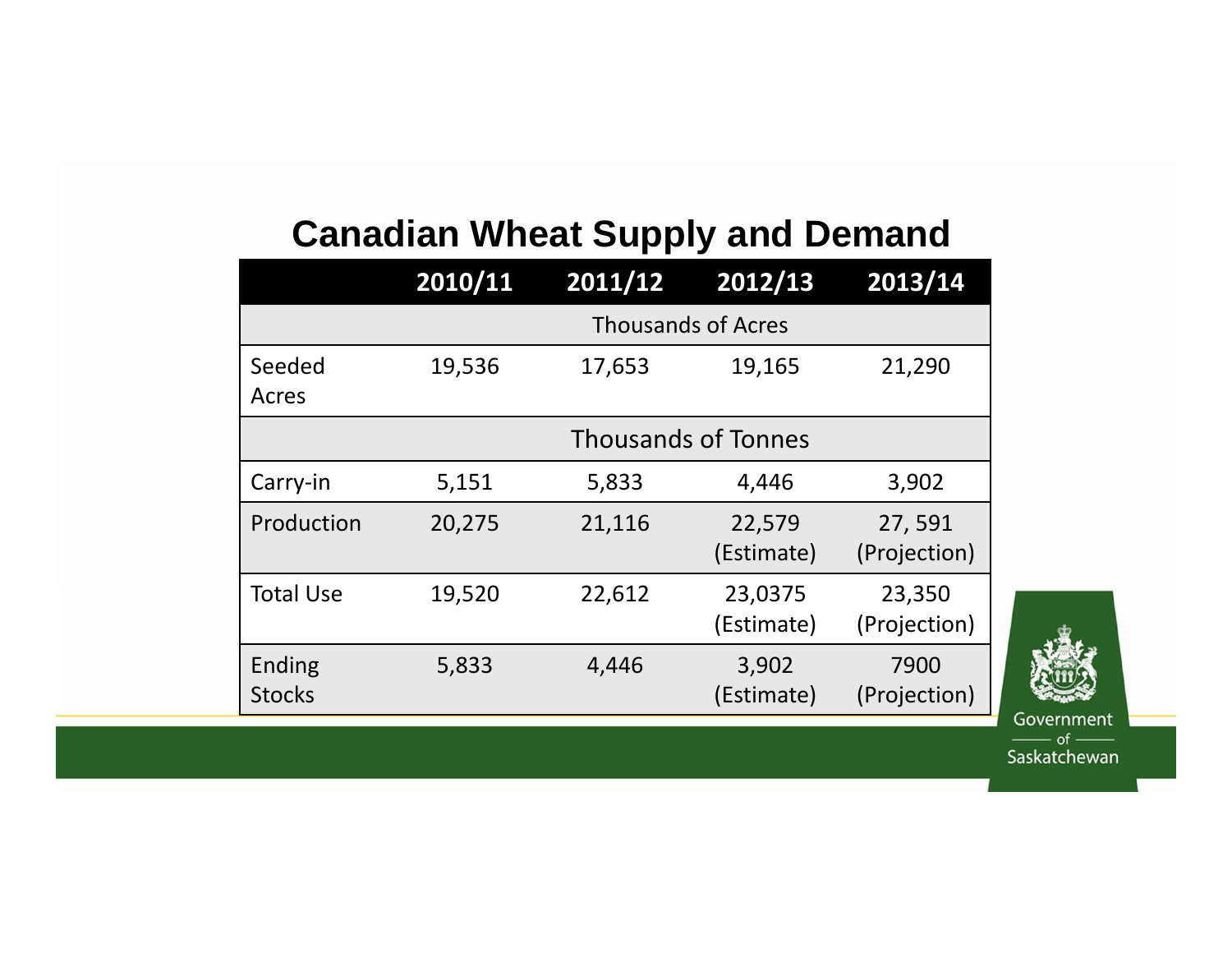## Canadian Wheat Supply and Demand

| | 2010/11 | 2011/12 | 2012/13 | 2013/14 |
|---|---|---|---|---|
| | Thousands of Acres | | | |
| Seeded Acres | 19,536 | 17,653 | 19,165 | 21,290 |
| | Thousands of Tonnes | | | |
| Carry-in | 5,151 | 5,833 | 4,446 | 3,902 |
| Production | 20,275 | 21,116 | 22,579 (Estimate) | 27, 591 (Projection) |
| Total Use | 19,520 | 22,612 | 23,0375 (Estimate) | 23,350 (Projection) |
| Ending Stocks | 5,833 | 4,446 | 3,902 (Estimate) | 7900 (Projection) |

Government of Saskatchewan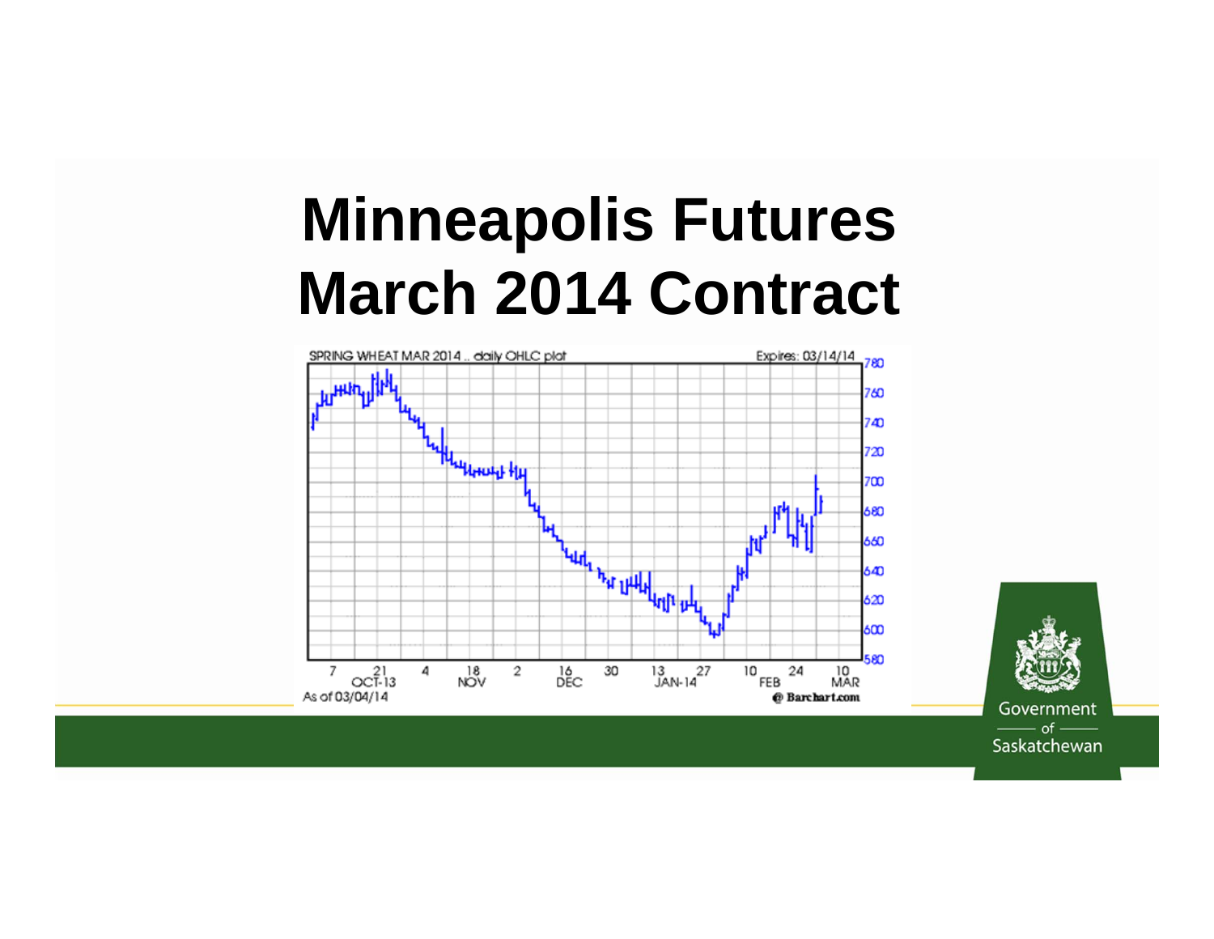# Minneapolis Futures March 2014 Contract

SPRING WHEAT MAR 2014 .. daily OHLC plot

Expires: 03/14/14

As of 03/04/14

© Barchart.com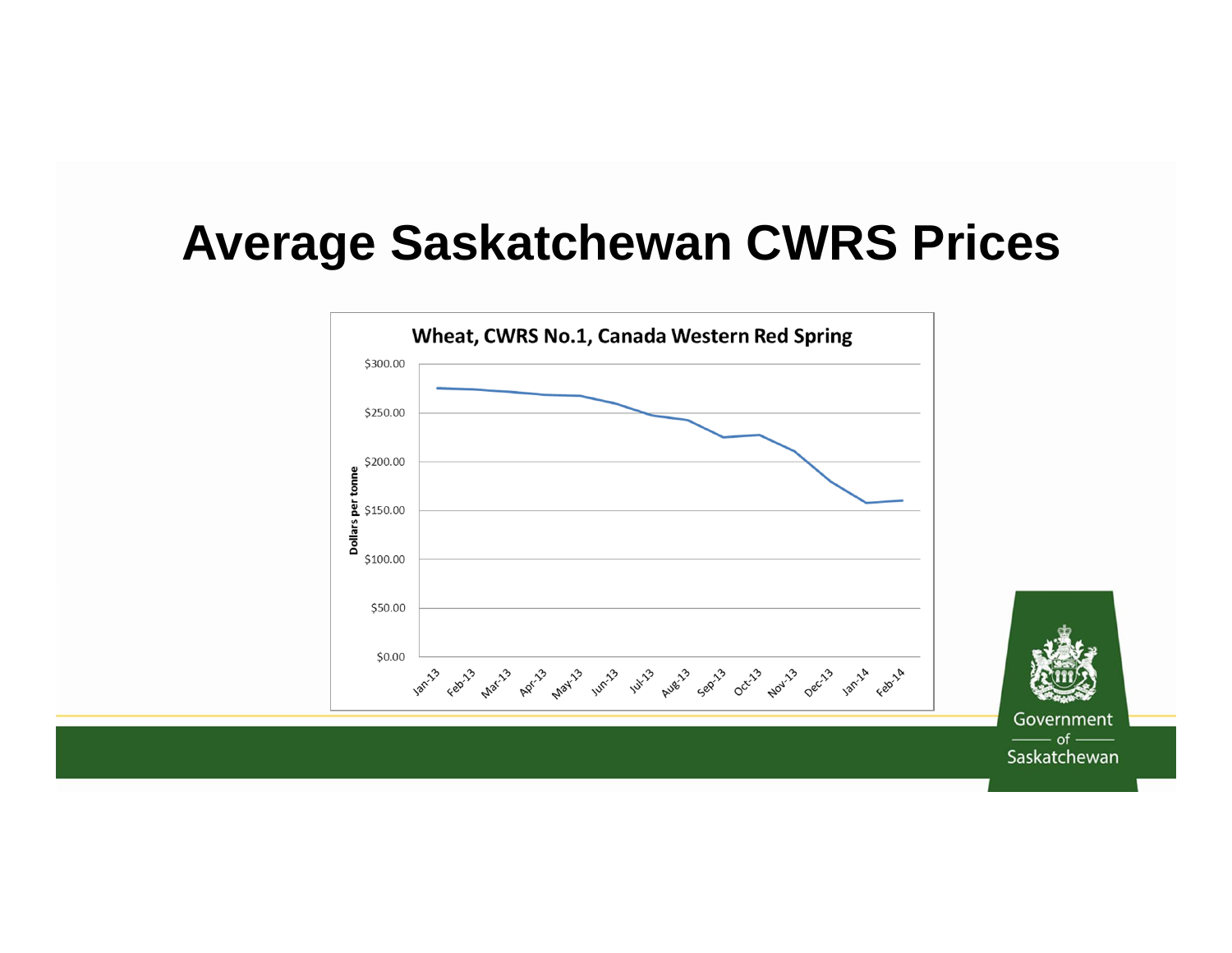# Average Saskatchewan CWRS Prices

**Wheat, CWRS No.1, Canada Western Red Spring**

Dollars per tonne

$300.00
$250.00
$200.00
$150.00
$100.00
$50.00
$0.00

Jan-13 Feb-13 Mar-13 Apr-13 May-13 Jun-13 Jul-13 Aug-13 Sep-13 Oct-13 Nov-13 Dec-13 Jan-14 Feb-14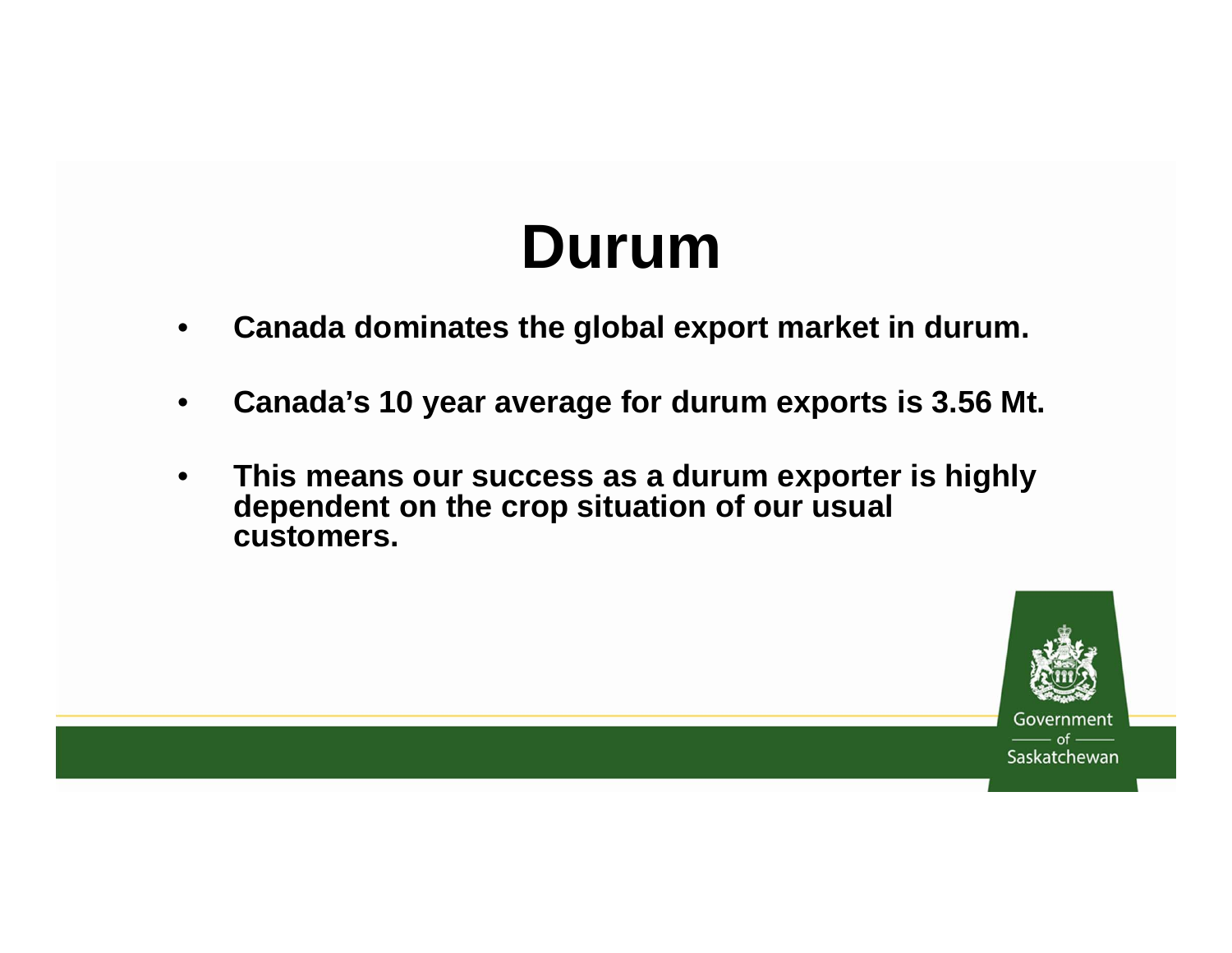# Durum

- **Canada dominates the global export market in durum.**
- **Canada's 10 year average for durum exports is 3.56 Mt.**
- **This means our success as a durum exporter is highly dependent on the crop situation of our usual customers.**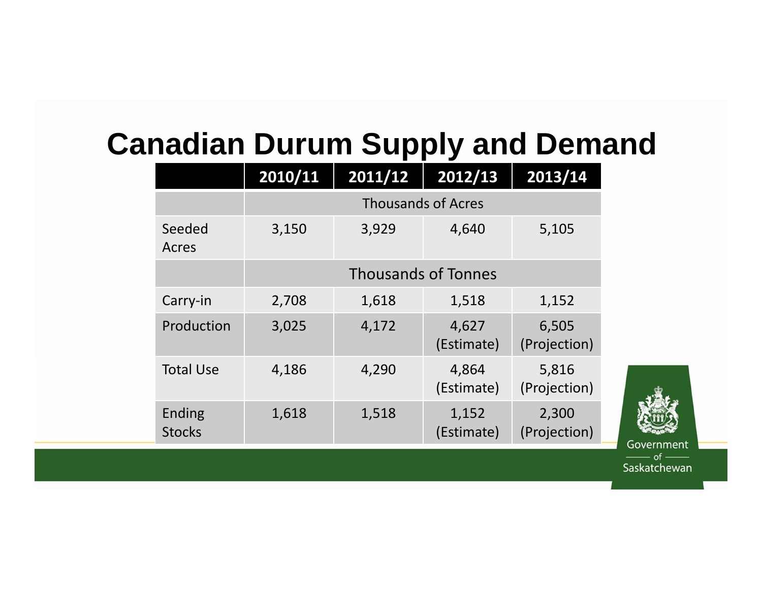# Canadian Durum Supply and Demand

| | 2010/11 | 2011/12 | 2012/13 | 2013/14 |
|---|---|---|---|---|
| | Thousands of Acres | | | |
| Seeded Acres | 3,150 | 3,929 | 4,640 | 5,105 |
| | Thousands of Tonnes | | | |
| Carry-in | 2,708 | 1,618 | 1,518 | 1,152 |
| Production | 3,025 | 4,172 | 4,627 (Estimate) | 6,505 (Projection) |
| Total Use | 4,186 | 4,290 | 4,864 (Estimate) | 5,816 (Projection) |
| Ending Stocks | 1,618 | 1,518 | 1,152 (Estimate) | 2,300 (Projection) |

Government of Saskatchewan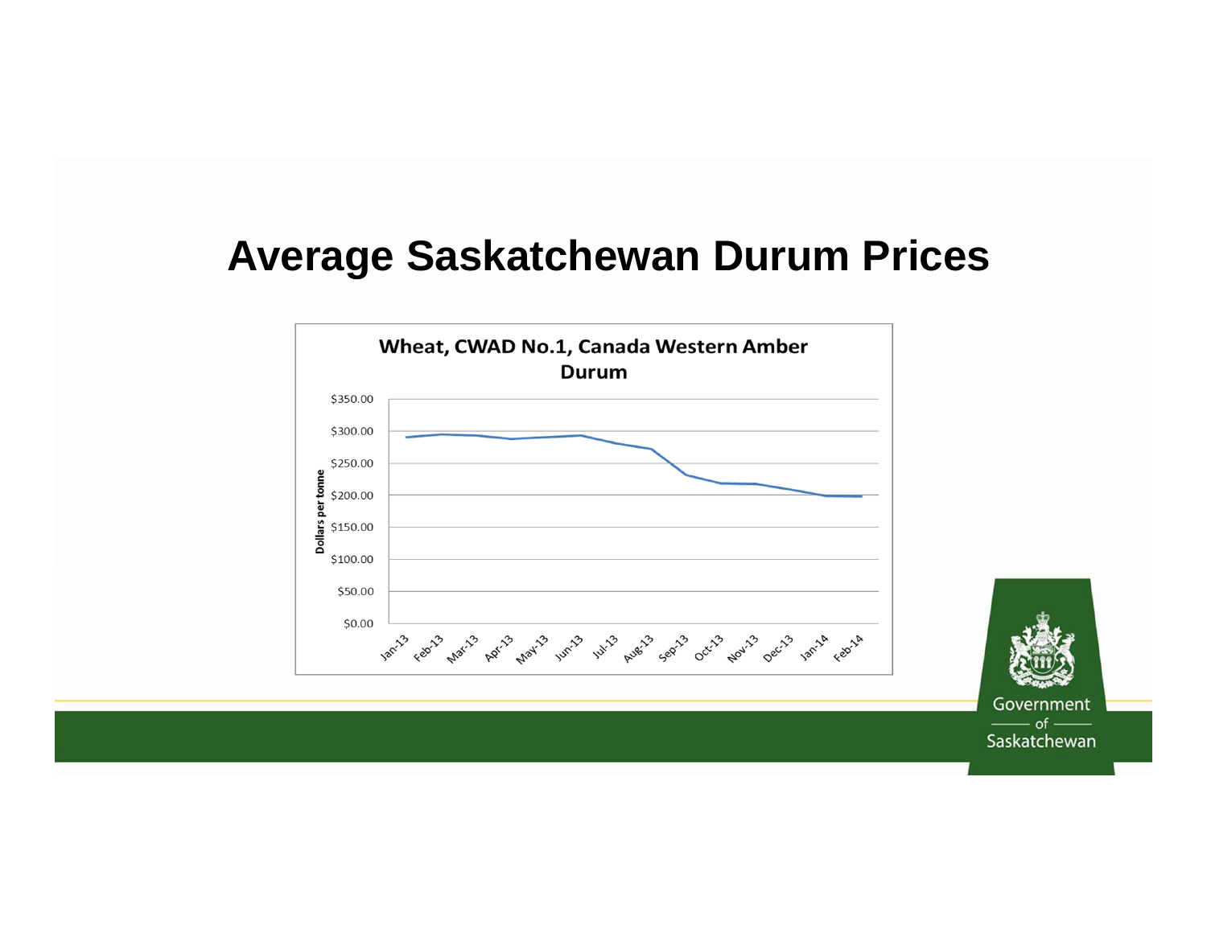# Average Saskatchewan Durum Prices

**Wheat, CWAD No.1, Canada Western Amber Durum**

Dollars per tonne

$350.00
$300.00
$250.00
$200.00
$150.00
$100.00
$50.00
$0.00

Jan-13, Feb-13, Mar-13, Apr-13, May-13, Jun-13, Jul-13, Aug-13, Sep-13, Oct-13, Nov-13, Dec-13, Jan-14, Feb-14

Government of Saskatchewan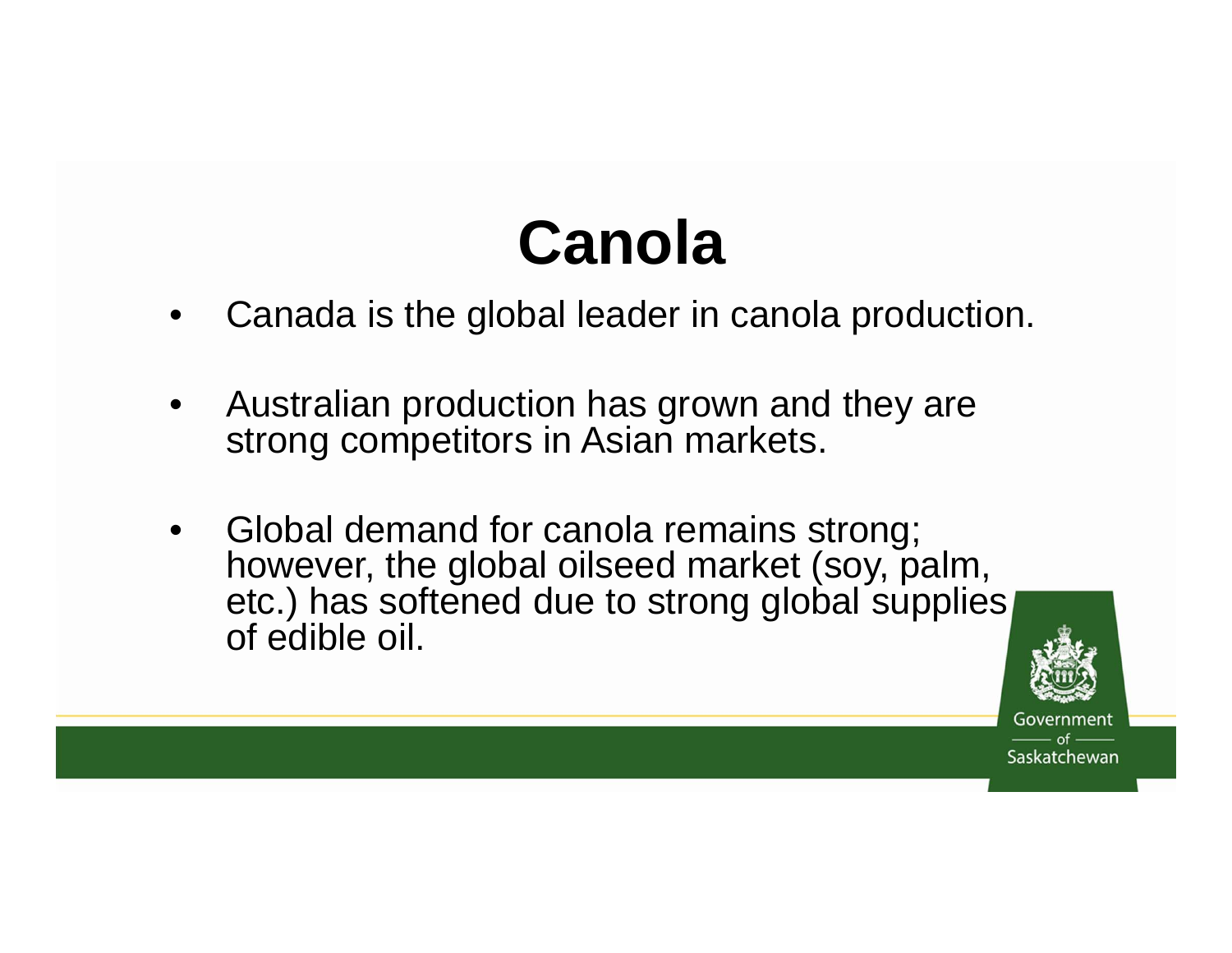# Canola

- Canada is the global leader in canola production.
- Australian production has grown and they are strong competitors in Asian markets.
- Global demand for canola remains strong; however, the global oilseed market (soy, palm, etc.) has softened due to strong global supplies of edible oil.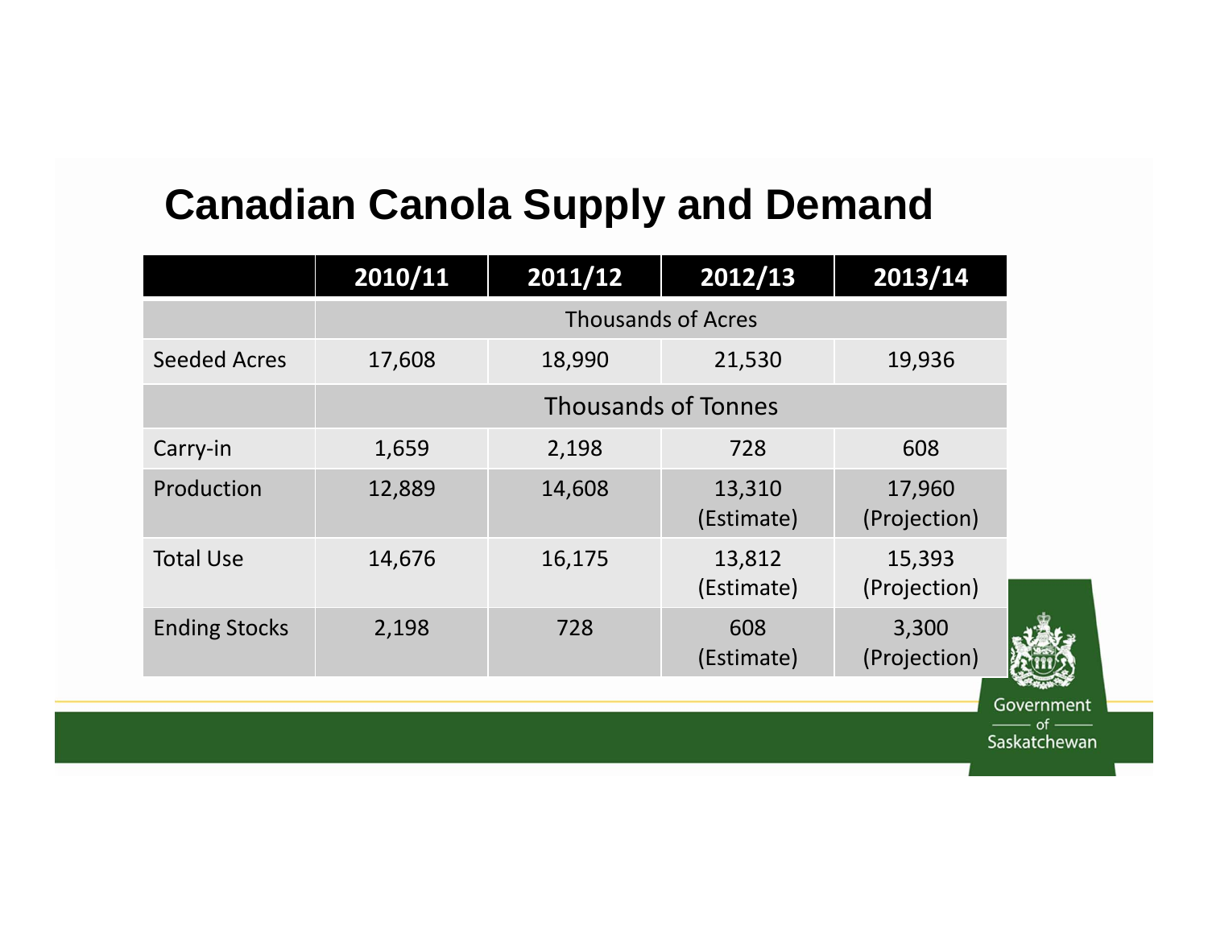# Canadian Canola Supply and Demand

| | 2010/11 | 2011/12 | 2012/13 | 2013/14 |
|---|---|---|---|---|
| | Thousands of Acres | | | |
| Seeded Acres | 17,608 | 18,990 | 21,530 | 19,936 |
| | Thousands of Tonnes | | | |
| Carry-in | 1,659 | 2,198 | 728 | 608 |
| Production | 12,889 | 14,608 | 13,310 (Estimate) | 17,960 (Projection) |
| Total Use | 14,676 | 16,175 | 13,812 (Estimate) | 15,393 (Projection) |
| Ending Stocks | 2,198 | 728 | 608 (Estimate) | 3,300 (Projection) |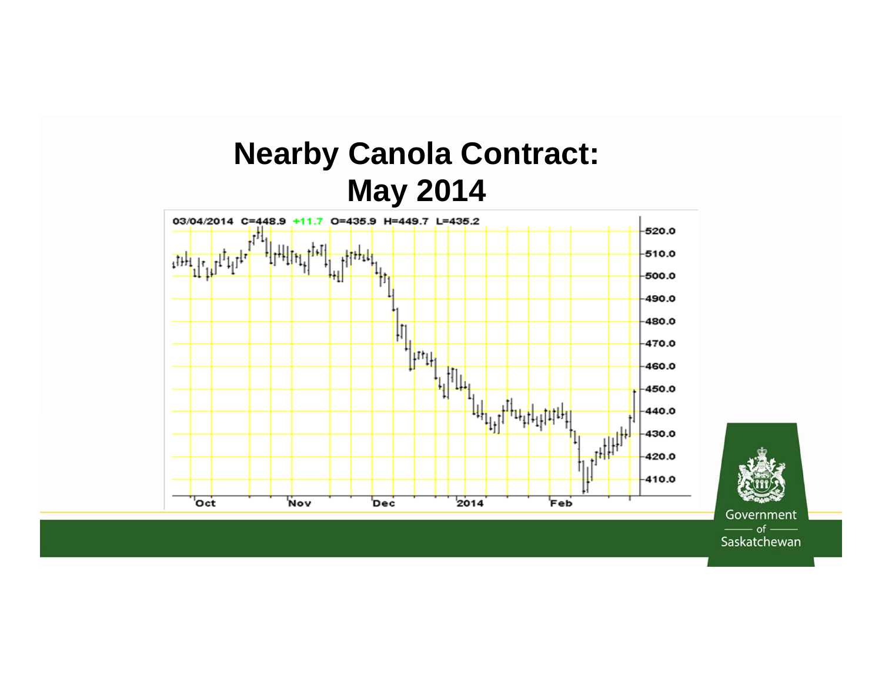# Nearby Canola Contract: May 2014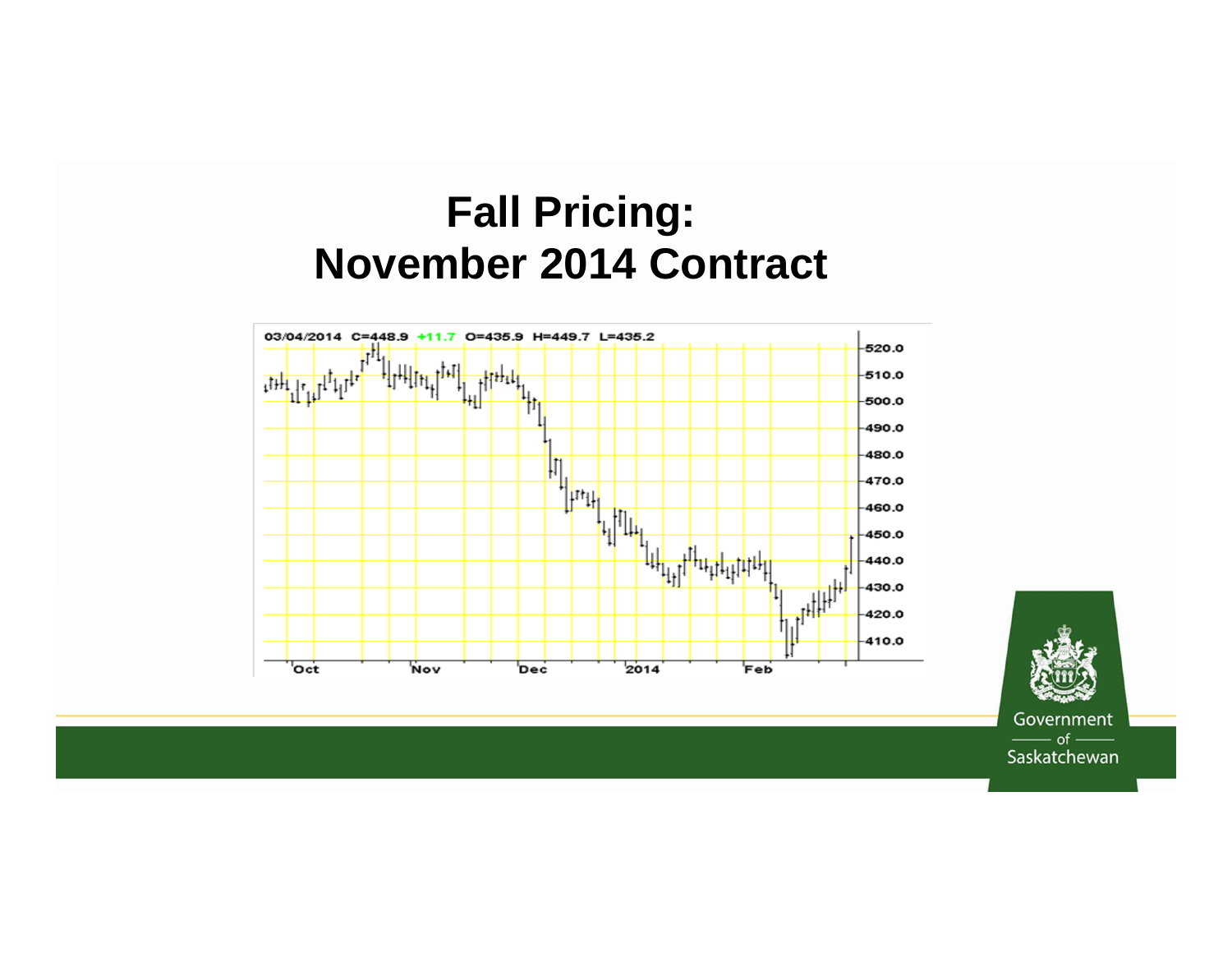# Fall Pricing:
# November 2014 Contract

03/04/2014 C=448.9 +11.7 O=435.9 H=449.7 L=435.2

520.0
510.0
500.0
490.0
480.0
470.0
460.0
450.0
440.0
430.0
420.0
410.0

Oct Nov Dec 2014 Feb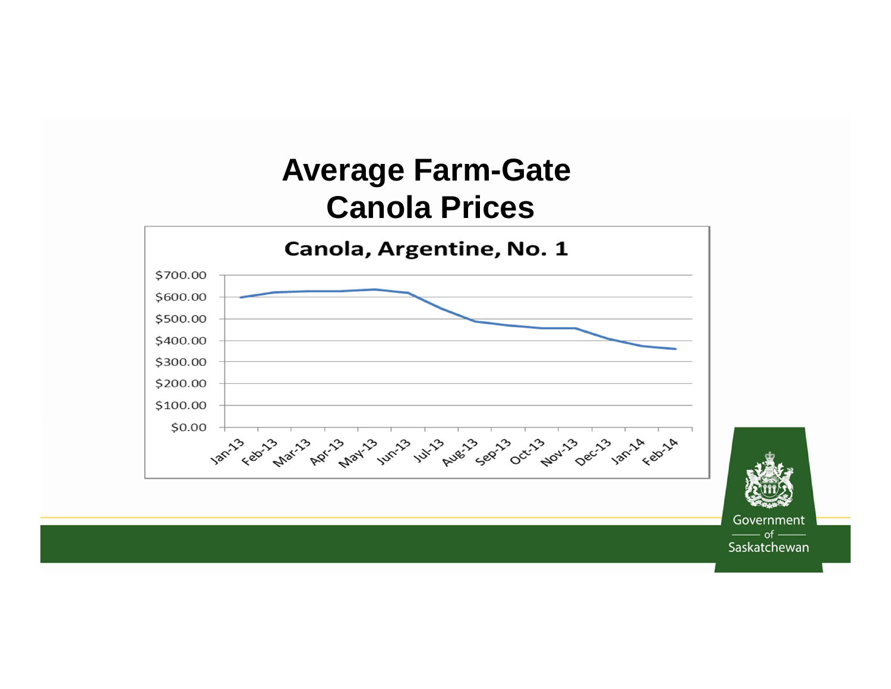# Average Farm-Gate Canola Prices

Canola, Argentine, No. 1

$700.00
$600.00
$500.00
$400.00
$300.00
$200.00
$100.00
$0.00

Jan-13 Feb-13 Mar-13 Apr-13 May-13 Jun-13 Jul-13 Aug-13 Sep-13 Oct-13 Nov-13 Dec-13 Jan-14 Feb-14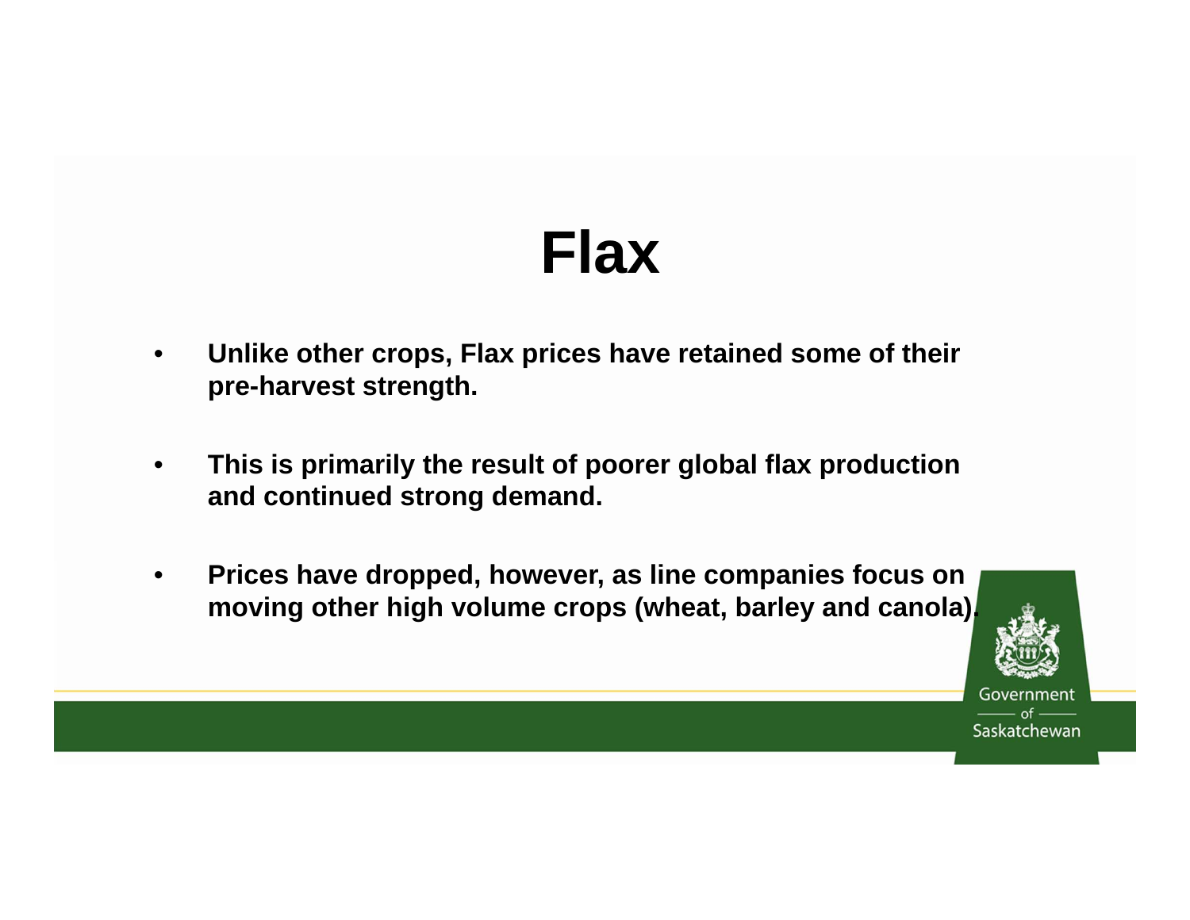# Flax

- **Unlike other crops, Flax prices have retained some of their pre-harvest strength.**
- **This is primarily the result of poorer global flax production and continued strong demand.**
- **Prices have dropped, however, as line companies focus on moving other high volume crops (wheat, barley and canola).**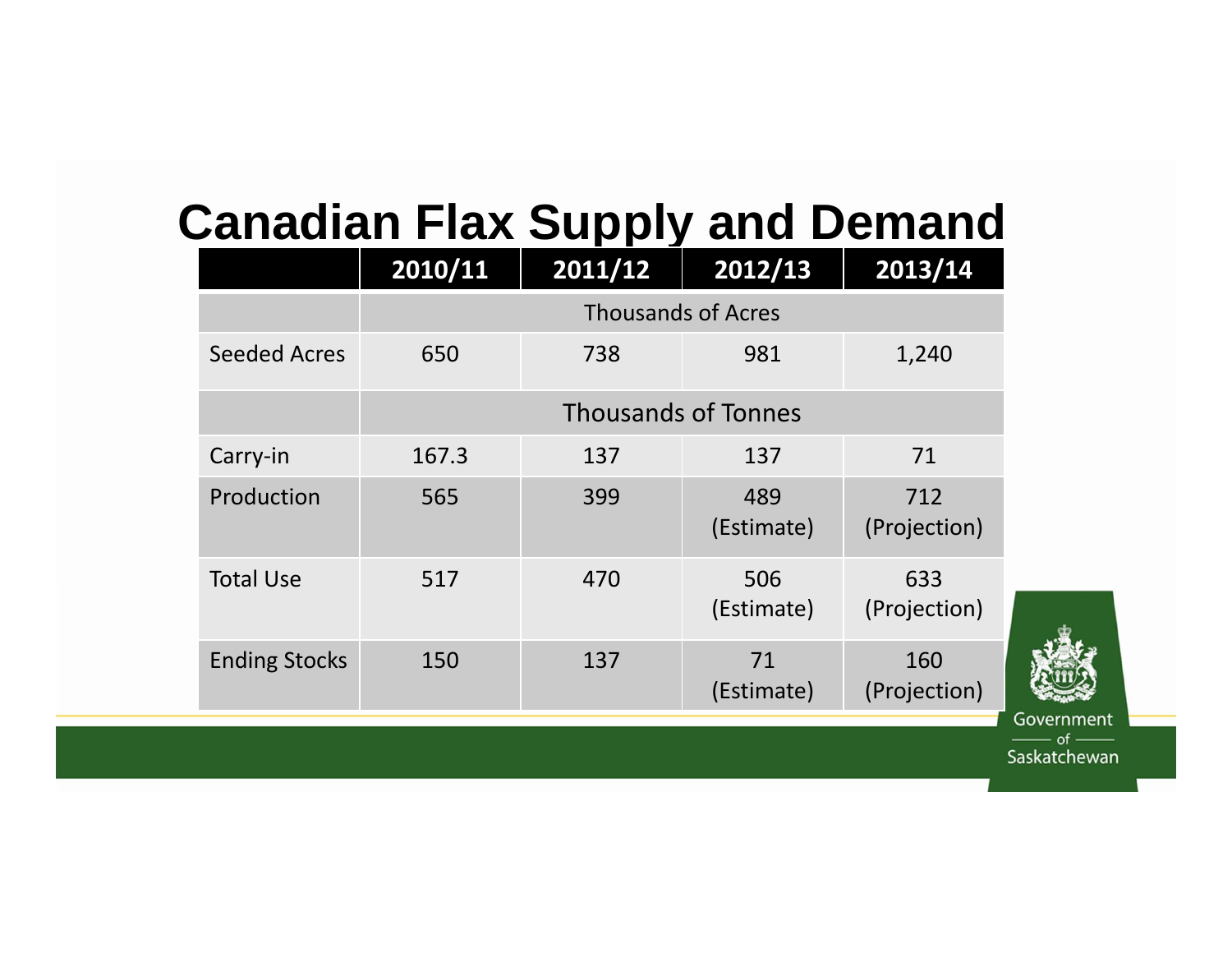# Canadian Flax Supply and Demand

| | 2010/11 | 2011/12 | 2012/13 | 2013/14 |
|---|---|---|---|---|
| | Thousands of Acres | | | |
| Seeded Acres | 650 | 738 | 981 | 1,240 |
| | Thousands of Tonnes | | | |
| Carry-in | 167.3 | 137 | 137 | 71 |
| Production | 565 | 399 | 489 (Estimate) | 712 (Projection) |
| Total Use | 517 | 470 | 506 (Estimate) | 633 (Projection) |
| Ending Stocks | 150 | 137 | 71 (Estimate) | 160 (Projection) |

Government of Saskatchewan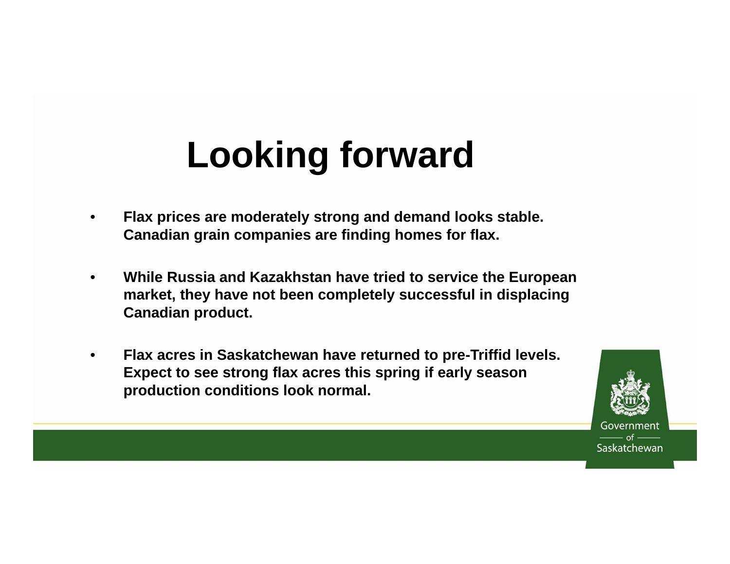# Looking forward

- **Flax prices are moderately strong and demand looks stable. Canadian grain companies are finding homes for flax.**
- **While Russia and Kazakhstan have tried to service the European market, they have not been completely successful in displacing Canadian product.**
- **Flax acres in Saskatchewan have returned to pre-Triffid levels. Expect to see strong flax acres this spring if early season production conditions look normal.**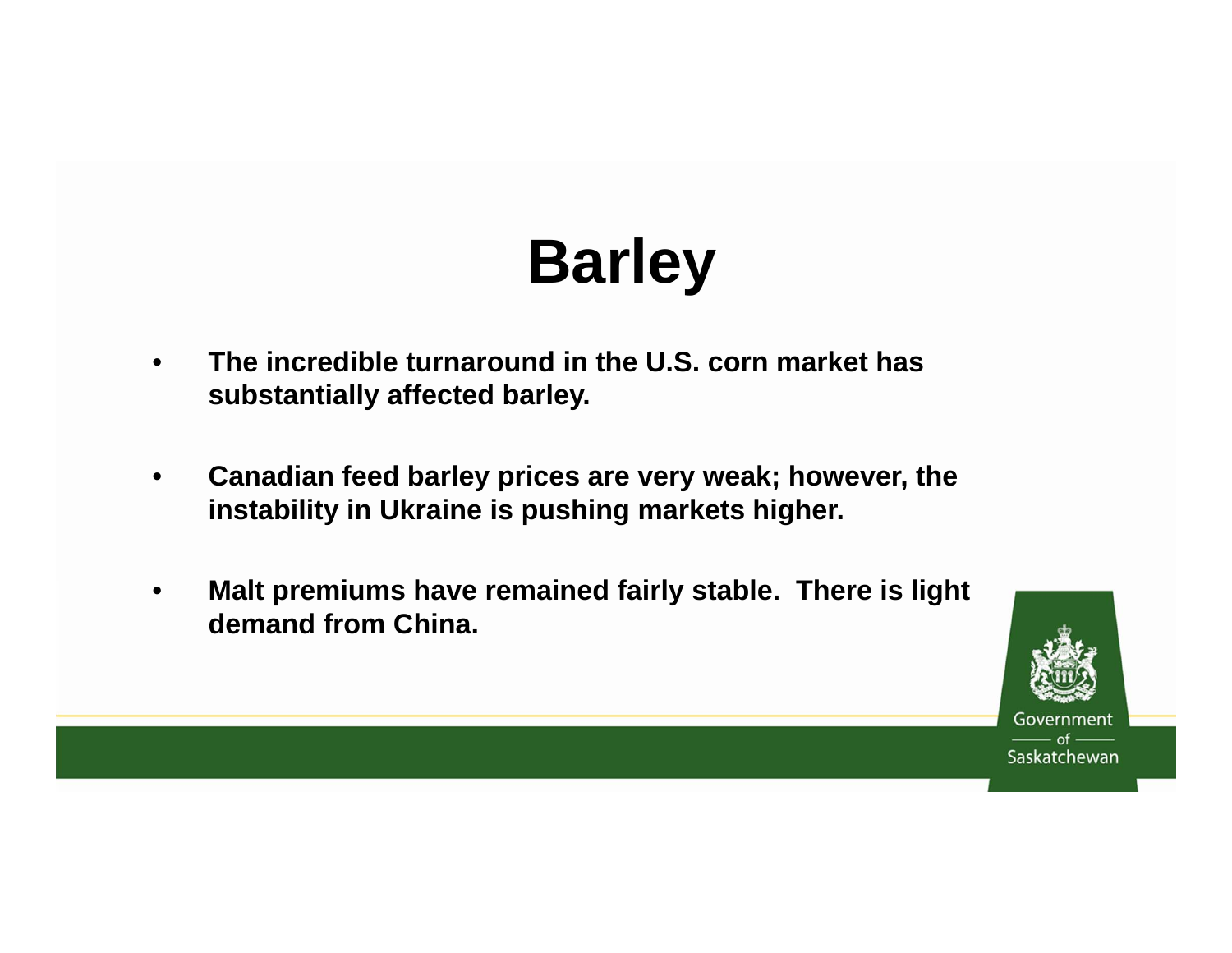# Barley

- **The incredible turnaround in the U.S. corn market has substantially affected barley.**

- **Canadian feed barley prices are very weak; however, the instability in Ukraine is pushing markets higher.**

- **Malt premiums have remained fairly stable. There is light demand from China.**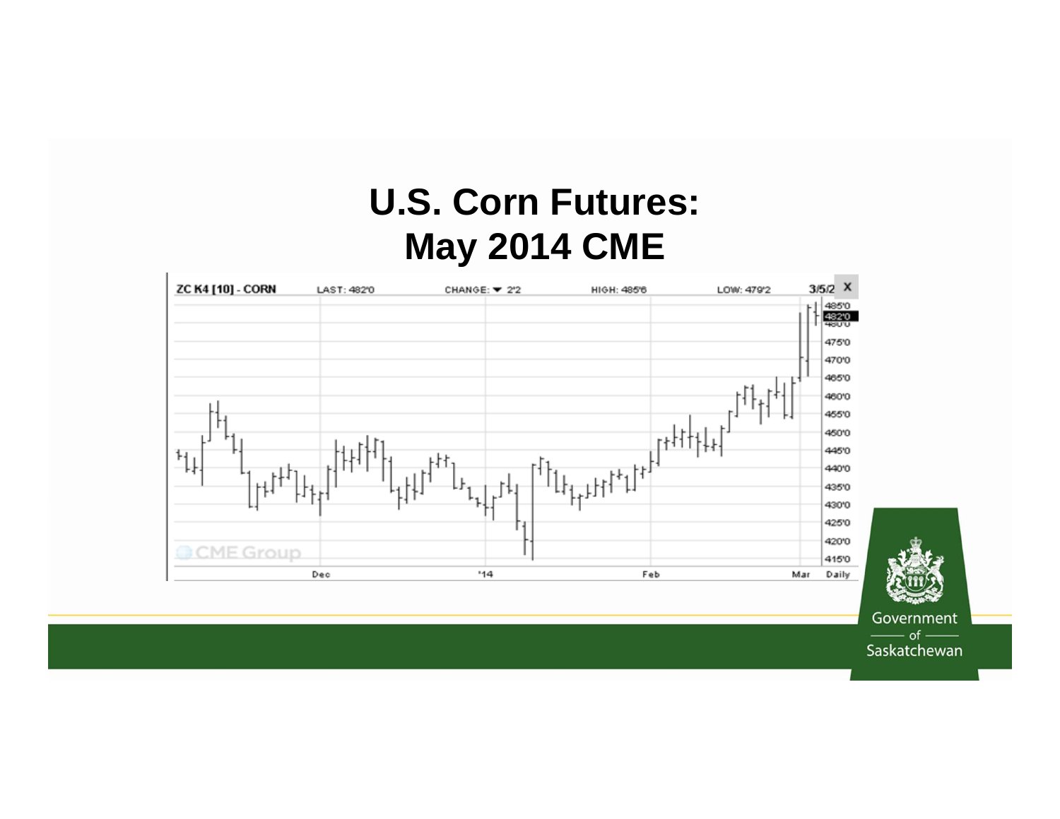# U.S. Corn Futures: May 2014 CME

ZC K4 [10] - CORN LAST: 482'0 CHANGE: ▼ 2'2 HIGH: 485'6 LOW: 479'2 3/5/2

Dec '14 Feb Mar Daily

485'0 482'0 480'0 475'0 470'0 465'0 460'0 455'0 450'0 445'0 440'0 435'0 430'0 425'0 420'0 415'0

CME Group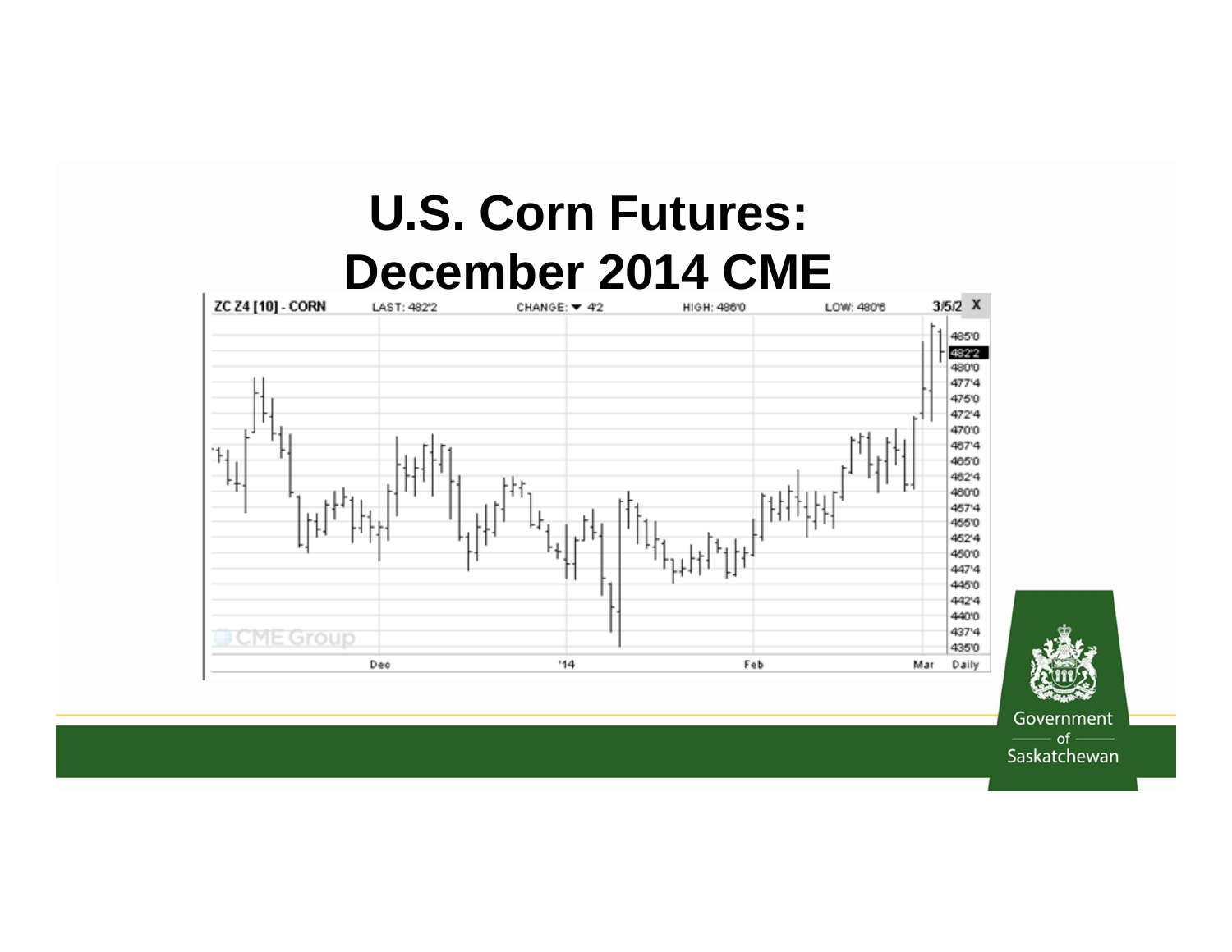# U.S. Corn Futures: December 2014 CME

ZC Z4 [10] - CORN    LAST: 482'2    CHANGE: ▼ 4'2    HIGH: 486'0    LOW: 480'6    3/5/2

Government of Saskatchewan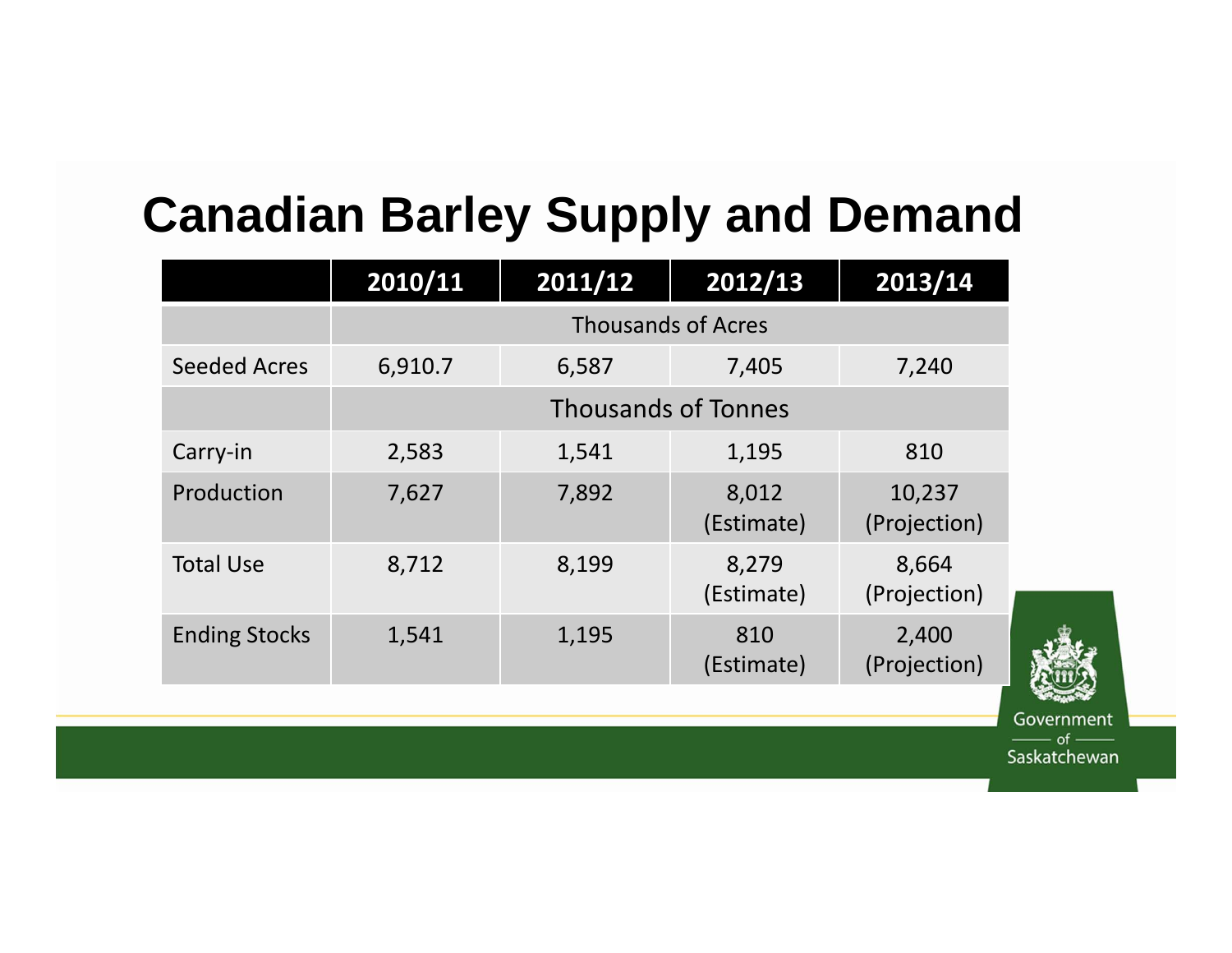# Canadian Barley Supply and Demand

| | 2010/11 | 2011/12 | 2012/13 | 2013/14 |
|---|---|---|---|---|
| | Thousands of Acres | | | |
| Seeded Acres | 6,910.7 | 6,587 | 7,405 | 7,240 |
| | Thousands of Tonnes | | | |
| Carry-in | 2,583 | 1,541 | 1,195 | 810 |
| Production | 7,627 | 7,892 | 8,012 (Estimate) | 10,237 (Projection) |
| Total Use | 8,712 | 8,199 | 8,279 (Estimate) | 8,664 (Projection) |
| Ending Stocks | 1,541 | 1,195 | 810 (Estimate) | 2,400 (Projection) |

Government of Saskatchewan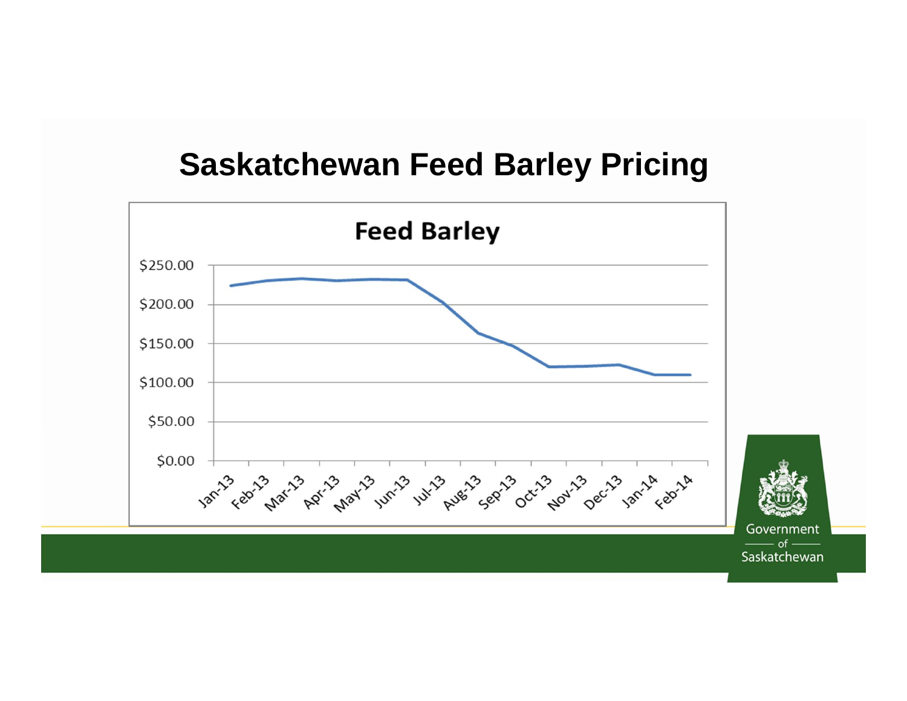# Saskatchewan Feed Barley Pricing

**Feed Barley**

$250.00
$200.00
$150.00
$100.00
$50.00
$0.00

Jan-13 Feb-13 Mar-13 Apr-13 May-13 Jun-13 Jul-13 Aug-13 Sep-13 Oct-13 Nov-13 Dec-13 Jan-14 Feb-14

Government of Saskatchewan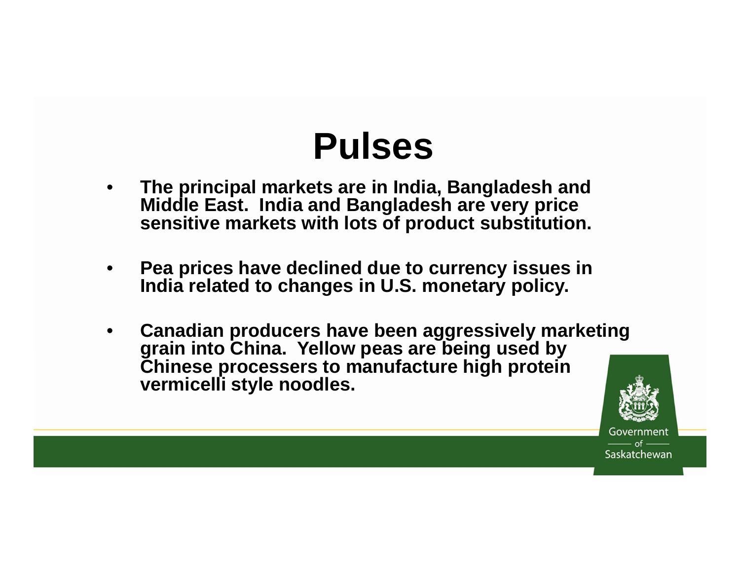# Pulses

- The principal markets are in India, Bangladesh and Middle East. India and Bangladesh are very price sensitive markets with lots of product substitution.
- Pea prices have declined due to currency issues in India related to changes in U.S. monetary policy.
- Canadian producers have been aggressively marketing grain into China. Yellow peas are being used by Chinese processers to manufacture high protein vermicelli style noodles.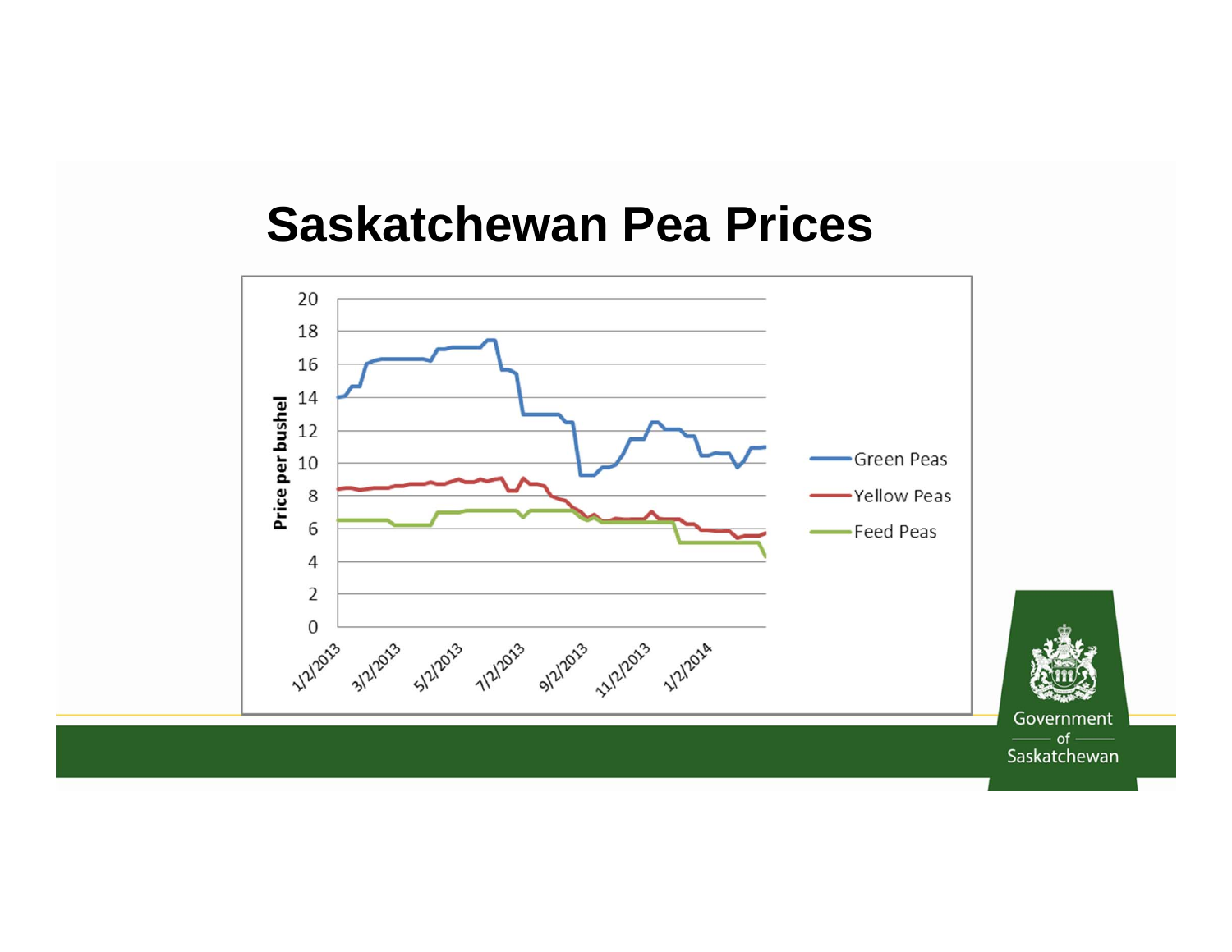# Saskatchewan Pea Prices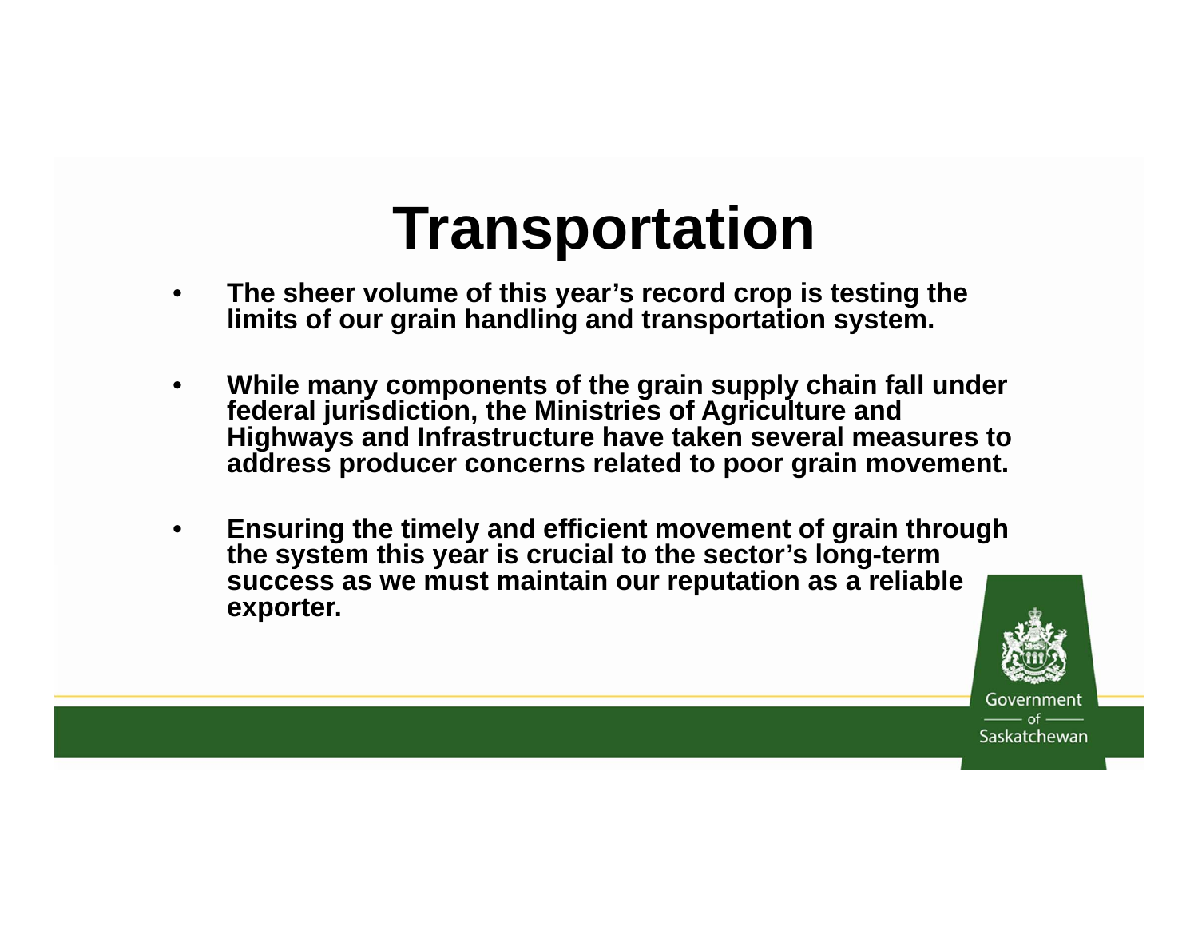# Transportation

- **The sheer volume of this year's record crop is testing the limits of our grain handling and transportation system.**

- **While many components of the grain supply chain fall under federal jurisdiction, the Ministries of Agriculture and Highways and Infrastructure have taken several measures to address producer concerns related to poor grain movement.**

- **Ensuring the timely and efficient movement of grain through the system this year is crucial to the sector's long-term success as we must maintain our reputation as a reliable exporter.**

Government of Saskatchewan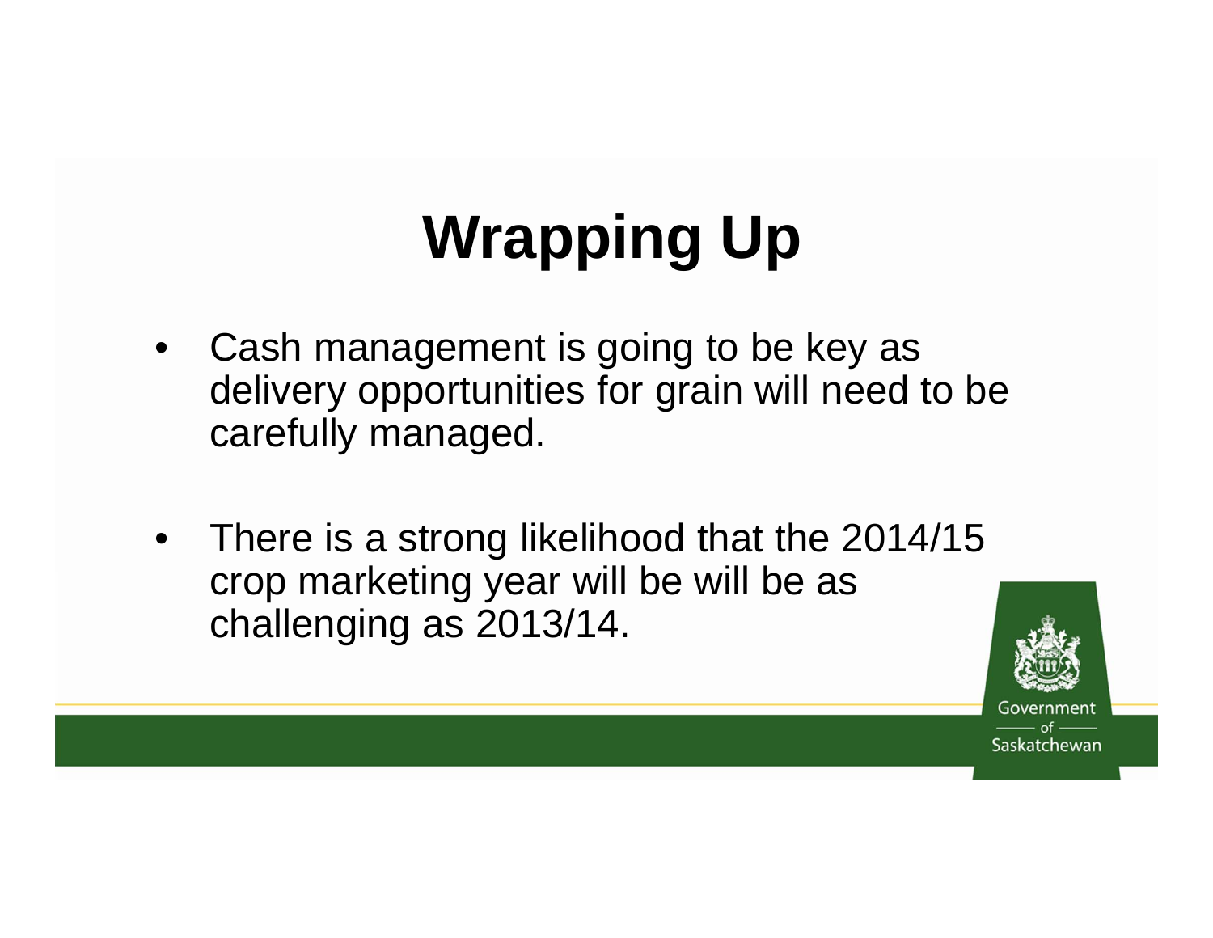# Wrapping Up

- Cash management is going to be key as delivery opportunities for grain will need to be carefully managed.
- There is a strong likelihood that the 2014/15 crop marketing year will be will be as challenging as 2013/14.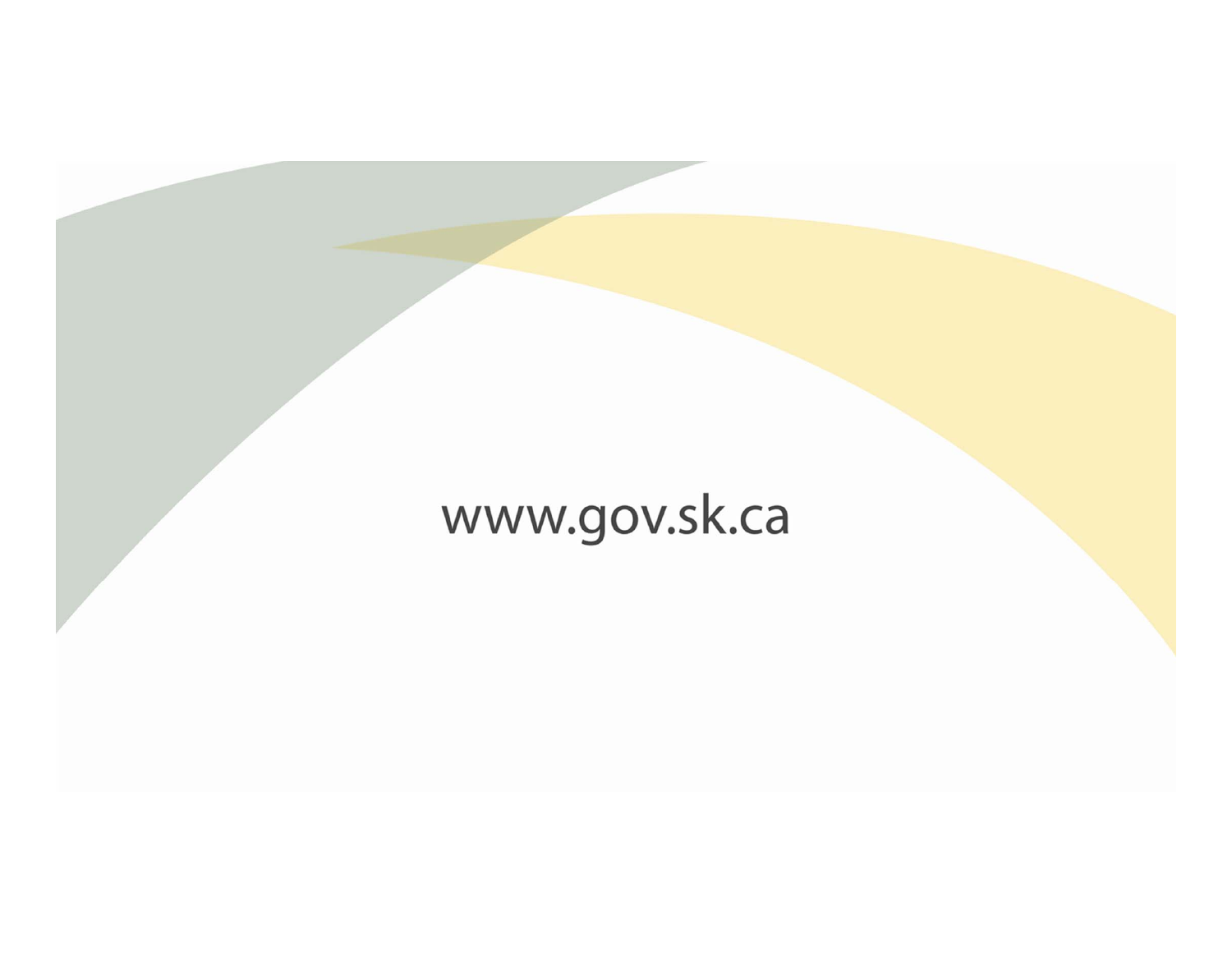www.gov.sk.ca